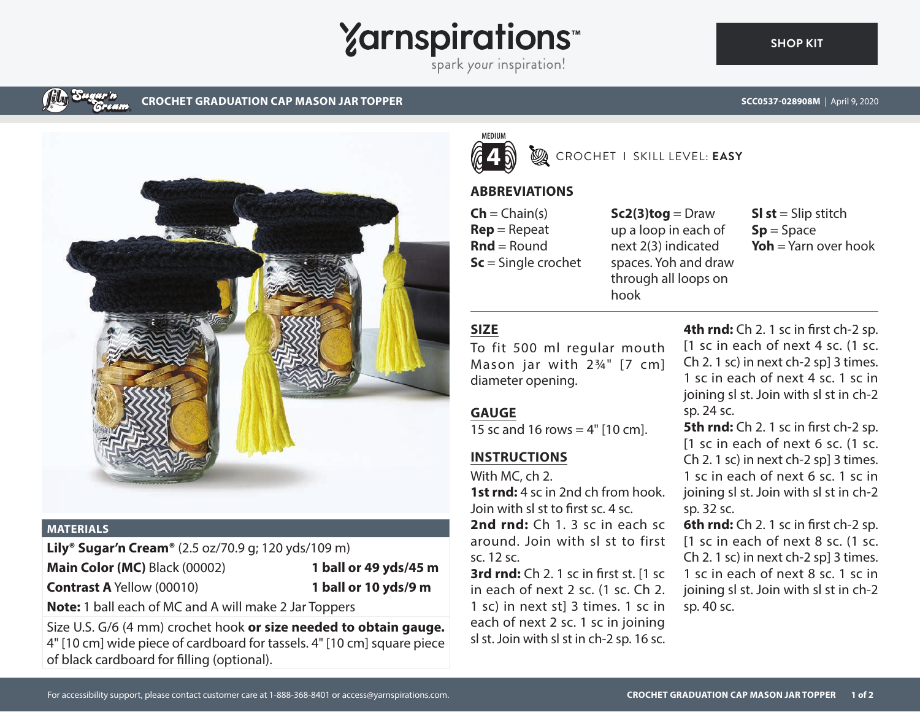# CROCHET GRADUATION CAP MASON JAR TOPPER

SCC0537-028908M | April 9, 2020

MEDIUM 4

CROCHET | SKILL LEVEL: **EASY**

## MATERIALS

**Lily® Sugar'n Cream®** (2.5 oz/70.9 g; 120 yds/109 m)

| | |
|---|---|
| **Main Color (MC)** Black (00002) | **1 ball or 49 yds/45 m** |
| **Contrast A** Yellow (00010) | **1 ball or 10 yds/9 m** |

**Note:** 1 ball each of MC and A will make 2 Jar Toppers

Size U.S. G/6 (4 mm) crochet hook **or size needed to obtain gauge.** 4" [10 cm] wide piece of cardboard for tassels. 4" [10 cm] square piece of black cardboard for filling (optional).

## ABBREVIATIONS

**Ch** = Chain(s)
**Rep** = Repeat
**Rnd** = Round
**Sc** = Single crochet
**Sc2(3)tog** = Draw up a loop in each of next 2(3) indicated spaces. Yoh and draw through all loops on hook
**Sl st** = Slip stitch
**Sp** = Space
**Yoh** = Yarn over hook

## SIZE

To fit 500 ml regular mouth Mason jar with 2¾" [7 cm] diameter opening.

## GAUGE

15 sc and 16 rows = 4" [10 cm].

## INSTRUCTIONS

With MC, ch 2.

**1st rnd:** 4 sc in 2nd ch from hook. Join with sl st to first sc. 4 sc.

**2nd rnd:** Ch 1. 3 sc in each sc around. Join with sl st to first sc. 12 sc.

**3rd rnd:** Ch 2. 1 sc in first st. [1 sc in each of next 2 sc. (1 sc. Ch 2. 1 sc) in next st] 3 times. 1 sc in each of next 2 sc. 1 sc in joining sl st. Join with sl st in ch-2 sp. 16 sc.

**4th rnd:** Ch 2. 1 sc in first ch-2 sp. [1 sc in each of next 4 sc. (1 sc. Ch 2. 1 sc) in next ch-2 sp] 3 times. 1 sc in each of next 4 sc. 1 sc in joining sl st. Join with sl st in ch-2 sp. 24 sc.

**5th rnd:** Ch 2. 1 sc in first ch-2 sp. [1 sc in each of next 6 sc. (1 sc. Ch 2. 1 sc) in next ch-2 sp] 3 times. 1 sc in each of next 6 sc. 1 sc in joining sl st. Join with sl st in ch-2 sp. 32 sc.

**6th rnd:** Ch 2. 1 sc in first ch-2 sp. [1 sc in each of next 8 sc. (1 sc. Ch 2. 1 sc) in next ch-2 sp] 3 times. 1 sc in each of next 8 sc. 1 sc in joining sl st. Join with sl st in ch-2 sp. 40 sc.

For accessibility support, please contact customer care at 1-888-368-8401 or access@yarnspirations.com.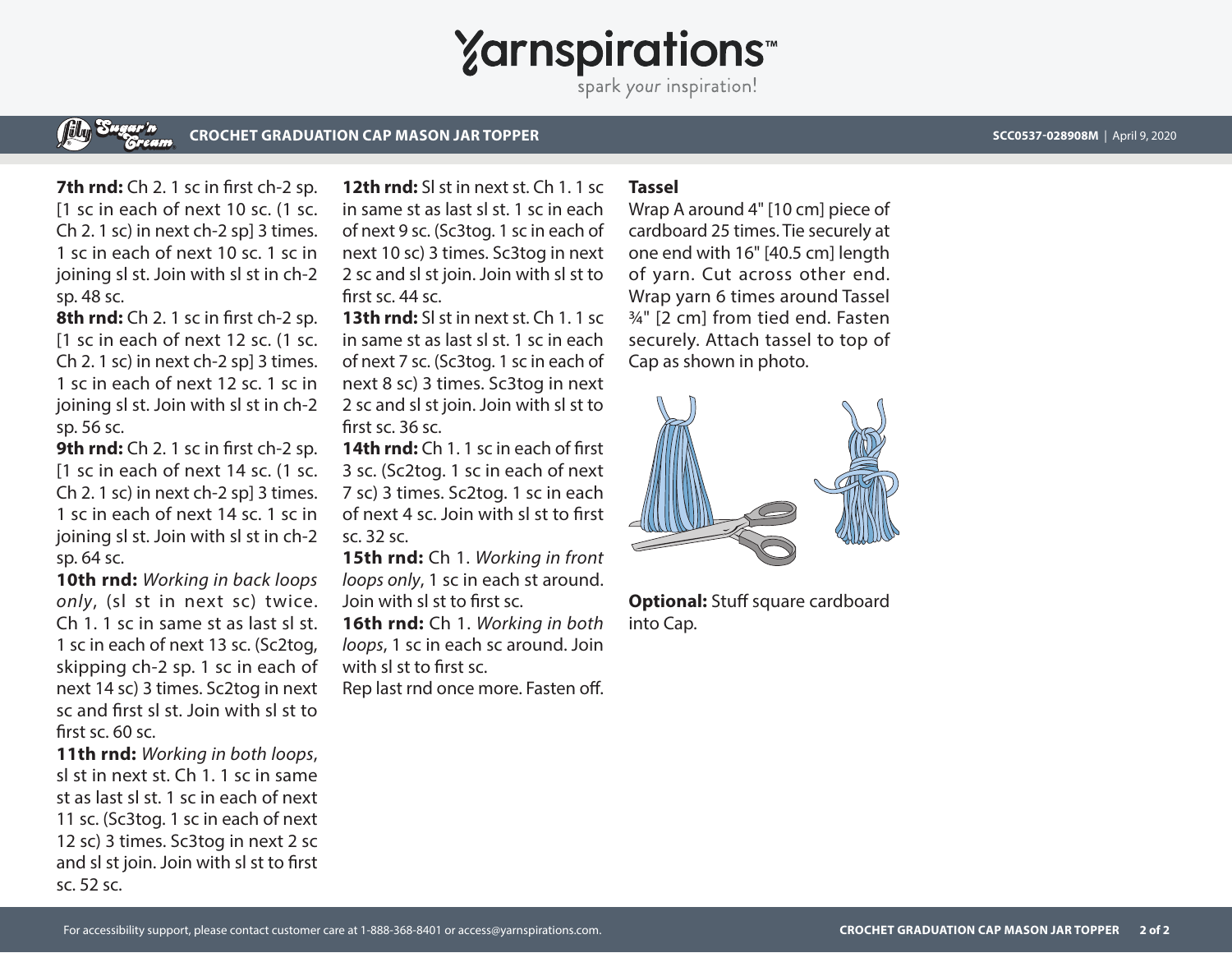**7th rnd:** Ch 2. 1 sc in first ch-2 sp. [1 sc in each of next 10 sc. (1 sc. Ch 2. 1 sc) in next ch-2 sp] 3 times. 1 sc in each of next 10 sc. 1 sc in joining sl st. Join with sl st in ch-2 sp. 48 sc.

**8th rnd:** Ch 2. 1 sc in first ch-2 sp. [1 sc in each of next 12 sc. (1 sc. Ch 2. 1 sc) in next ch-2 sp] 3 times. 1 sc in each of next 12 sc. 1 sc in joining sl st. Join with sl st in ch-2 sp. 56 sc.

**9th rnd:** Ch 2. 1 sc in first ch-2 sp. [1 sc in each of next 14 sc. (1 sc. Ch 2. 1 sc) in next ch-2 sp] 3 times. 1 sc in each of next 14 sc. 1 sc in joining sl st. Join with sl st in ch-2 sp. 64 sc.

**10th rnd:** *Working in back loops only*, (sl st in next sc) twice. Ch 1. 1 sc in same st as last sl st. 1 sc in each of next 13 sc. (Sc2tog, skipping ch-2 sp. 1 sc in each of next 14 sc) 3 times. Sc2tog in next sc and first sl st. Join with sl st to first sc. 60 sc.

**11th rnd:** *Working in both loops*, sl st in next st. Ch 1. 1 sc in same st as last sl st. 1 sc in each of next 11 sc. (Sc3tog. 1 sc in each of next 12 sc) 3 times. Sc3tog in next 2 sc and sl st join. Join with sl st to first sc. 52 sc.

**12th rnd:** Sl st in next st. Ch 1. 1 sc in same st as last sl st. 1 sc in each of next 9 sc. (Sc3tog. 1 sc in each of next 10 sc) 3 times. Sc3tog in next 2 sc and sl st join. Join with sl st to first sc. 44 sc.

**13th rnd:** Sl st in next st. Ch 1. 1 sc in same st as last sl st. 1 sc in each of next 7 sc. (Sc3tog. 1 sc in each of next 8 sc) 3 times. Sc3tog in next 2 sc and sl st join. Join with sl st to first sc. 36 sc.

**14th rnd:** Ch 1. 1 sc in each of first 3 sc. (Sc2tog. 1 sc in each of next 7 sc) 3 times. Sc2tog. 1 sc in each of next 4 sc. Join with sl st to first sc. 32 sc.

**15th rnd:** Ch 1. *Working in front loops only*, 1 sc in each st around. Join with sl st to first sc.

**16th rnd:** Ch 1. *Working in both loops*, 1 sc in each sc around. Join with sl st to first sc.

Rep last rnd once more. Fasten off.

### Tassel

Wrap A around 4" [10 cm] piece of cardboard 25 times. Tie securely at one end with 16" [40.5 cm] length of yarn. Cut across other end. Wrap yarn 6 times around Tassel ¾" [2 cm] from tied end. Fasten securely. Attach tassel to top of Cap as shown in photo.

**Optional:** Stuff square cardboard into Cap.